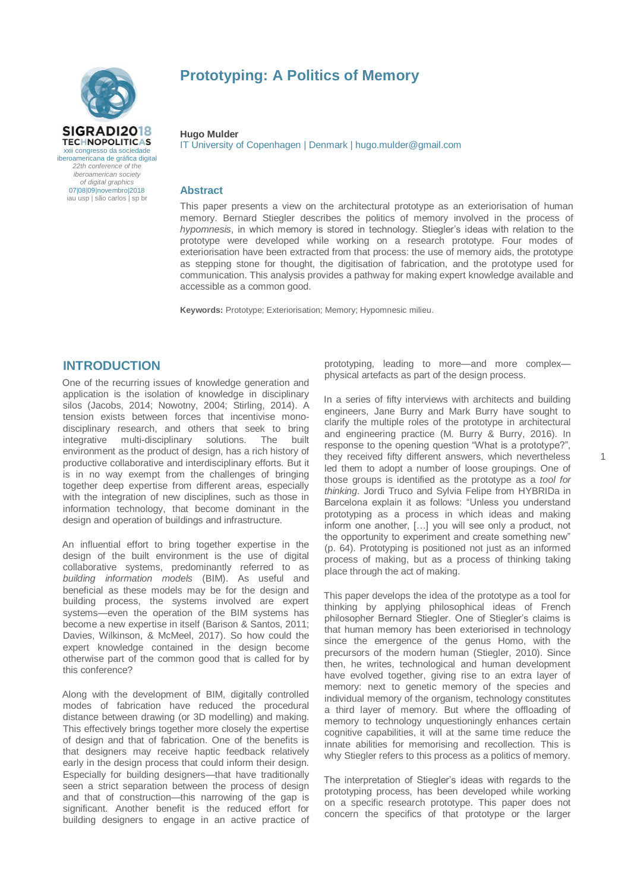# Prototyping: A Politics of Memory

**Hugo Mulder**
IT University of Copenhagen | Denmark | hugo.mulder@gmail.com

## Abstract

This paper presents a view on the architectural prototype as an exteriorisation of human memory. Bernard Stiegler describes the politics of memory involved in the process of *hypomnesis*, in which memory is stored in technology. Stiegler's ideas with relation to the prototype were developed while working on a research prototype. Four modes of exteriorisation have been extracted from that process: the use of memory aids, the prototype as stepping stone for thought, the digitisation of fabrication, and the prototype used for communication. This analysis provides a pathway for making expert knowledge available and accessible as a common good.

**Keywords:** Prototype; Exteriorisation; Memory; Hypomnesic milieu.

## INTRODUCTION

One of the recurring issues of knowledge generation and application is the isolation of knowledge in disciplinary silos (Jacobs, 2014; Nowotny, 2004; Stirling, 2014). A tension exists between forces that incentivise mono-disciplinary research, and others that seek to bring integrative multi-disciplinary solutions. The built environment as the product of design, has a rich history of productive collaborative and interdisciplinary efforts. But it is in no way exempt from the challenges of bringing together deep expertise from different areas, especially with the integration of new disciplines, such as those in information technology, that become dominant in the design and operation of buildings and infrastructure.

An influential effort to bring together expertise in the design of the built environment is the use of digital collaborative systems, predominantly referred to as *building information models* (BIM). As useful and beneficial as these models may be for the design and building process, the systems involved are expert systems—even the operation of the BIM systems has become a new expertise in itself (Barison & Santos, 2011; Davies, Wilkinson, & McMeel, 2017). So how could the expert knowledge contained in the design become otherwise part of the common good that is called for by this conference?

Along with the development of BIM, digitally controlled modes of fabrication have reduced the procedural distance between drawing (or 3D modelling) and making. This effectively brings together more closely the expertise of design and that of fabrication. One of the benefits is that designers may receive haptic feedback relatively early in the design process that could inform their design. Especially for building designers—that have traditionally seen a strict separation between the process of design and that of construction—this narrowing of the gap is significant. Another benefit is the reduced effort for building designers to engage in an active practice of prototyping, leading to more—and more complex—physical artefacts as part of the design process.

In a series of fifty interviews with architects and building engineers, Jane Burry and Mark Burry have sought to clarify the multiple roles of the prototype in architectural and engineering practice (M. Burry & Burry, 2016). In response to the opening question "What is a prototype?", they received fifty different answers, which nevertheless led them to adopt a number of loose groupings. One of those groups is identified as the prototype as a *tool for thinking*. Jordi Truco and Sylvia Felipe from HYBRIDa in Barcelona explain it as follows: "Unless you understand prototyping as a process in which ideas and making inform one another, […] you will see only a product, not the opportunity to experiment and create something new" (p. 64). Prototyping is positioned not just as an informed process of making, but as a process of thinking taking place through the act of making.

This paper develops the idea of the prototype as a tool for thinking by applying philosophical ideas of French philosopher Bernard Stiegler. One of Stiegler's claims is that human memory has been exteriorised in technology since the emergence of the genus Homo, with the precursors of the modern human (Stiegler, 2010). Since then, he writes, technological and human development have evolved together, giving rise to an extra layer of memory: next to genetic memory of the species and individual memory of the organism, technology constitutes a third layer of memory. But where the offloading of memory to technology unquestioningly enhances certain cognitive capabilities, it will at the same time reduce the innate abilities for memorising and recollection. This is why Stiegler refers to this process as a politics of memory.

The interpretation of Stiegler's ideas with regards to the prototyping process, has been developed while working on a specific research prototype. This paper does not concern the specifics of that prototype or the larger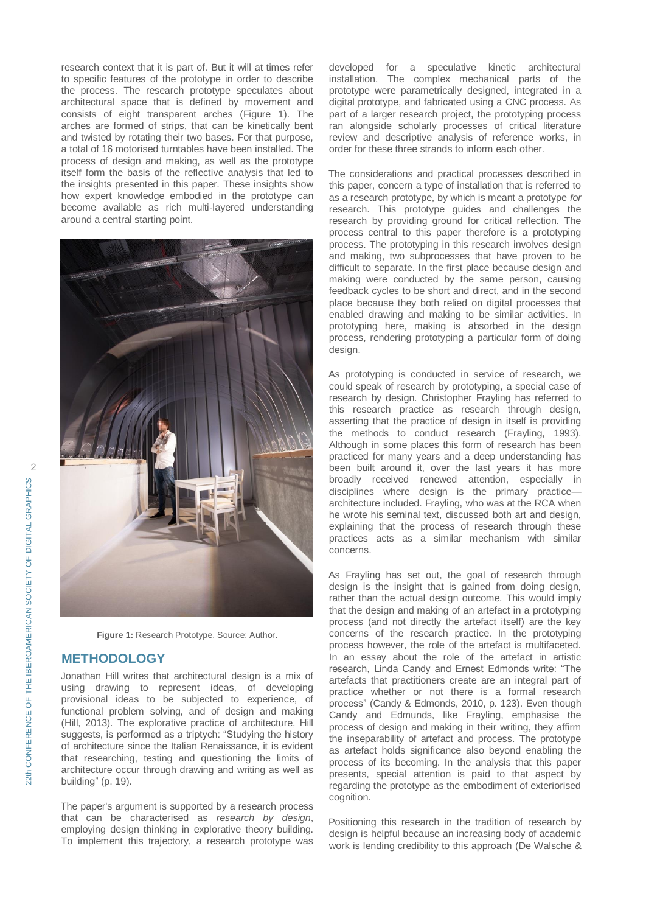research context that it is part of. But it will at times refer to specific features of the prototype in order to describe the process. The research prototype speculates about architectural space that is defined by movement and consists of eight transparent arches (Figure 1). The arches are formed of strips, that can be kinetically bent and twisted by rotating their two bases. For that purpose, a total of 16 motorised turntables have been installed. The process of design and making, as well as the prototype itself form the basis of the reflective analysis that led to the insights presented in this paper. These insights show how expert knowledge embodied in the prototype can become available as rich multi-layered understanding around a central starting point.

**Figure 1:** Research Prototype. Source: Author.

## METHODOLOGY

Jonathan Hill writes that architectural design is a mix of using drawing to represent ideas, of developing provisional ideas to be subjected to experience, of functional problem solving, and of design and making (Hill, 2013). The explorative practice of architecture, Hill suggests, is performed as a triptych: “Studying the history of architecture since the Italian Renaissance, it is evident that researching, testing and questioning the limits of architecture occur through drawing and writing as well as building” (p. 19).

The paper's argument is supported by a research process that can be characterised as *research by design*, employing design thinking in explorative theory building. To implement this trajectory, a research prototype was developed for a speculative kinetic architectural installation. The complex mechanical parts of the prototype were parametrically designed, integrated in a digital prototype, and fabricated using a CNC process. As part of a larger research project, the prototyping process ran alongside scholarly processes of critical literature review and descriptive analysis of reference works, in order for these three strands to inform each other.

The considerations and practical processes described in this paper, concern a type of installation that is referred to as a research prototype, by which is meant a prototype *for* research. This prototype guides and challenges the research by providing ground for critical reflection. The process central to this paper therefore is a prototyping process. The prototyping in this research involves design and making, two subprocesses that have proven to be difficult to separate. In the first place because design and making were conducted by the same person, causing feedback cycles to be short and direct, and in the second place because they both relied on digital processes that enabled drawing and making to be similar activities. In prototyping here, making is absorbed in the design process, rendering prototyping a particular form of doing design.

As prototyping is conducted in service of research, we could speak of research by prototyping, a special case of research by design. Christopher Frayling has referred to this research practice as research through design, asserting that the practice of design in itself is providing the methods to conduct research (Frayling, 1993). Although in some places this form of research has been practiced for many years and a deep understanding has been built around it, over the last years it has more broadly received renewed attention, especially in disciplines where design is the primary practice—architecture included. Frayling, who was at the RCA when he wrote his seminal text, discussed both art and design, explaining that the process of research through these practices acts as a similar mechanism with similar concerns.

As Frayling has set out, the goal of research through design is the insight that is gained from doing design, rather than the actual design outcome. This would imply that the design and making of an artefact in a prototyping process (and not directly the artefact itself) are the key concerns of the research practice. In the prototyping process however, the role of the artefact is multifaceted. In an essay about the role of the artefact in artistic research, Linda Candy and Ernest Edmonds write: “The artefacts that practitioners create are an integral part of practice whether or not there is a formal research process” (Candy & Edmonds, 2010, p. 123). Even though Candy and Edmunds, like Frayling, emphasise the process of design and making in their writing, they affirm the inseparability of artefact and process. The prototype as artefact holds significance also beyond enabling the process of its becoming. In the analysis that this paper presents, special attention is paid to that aspect by regarding the prototype as the embodiment of exteriorised cognition.

Positioning this research in the tradition of research by design is helpful because an increasing body of academic work is lending credibility to this approach (De Walsche &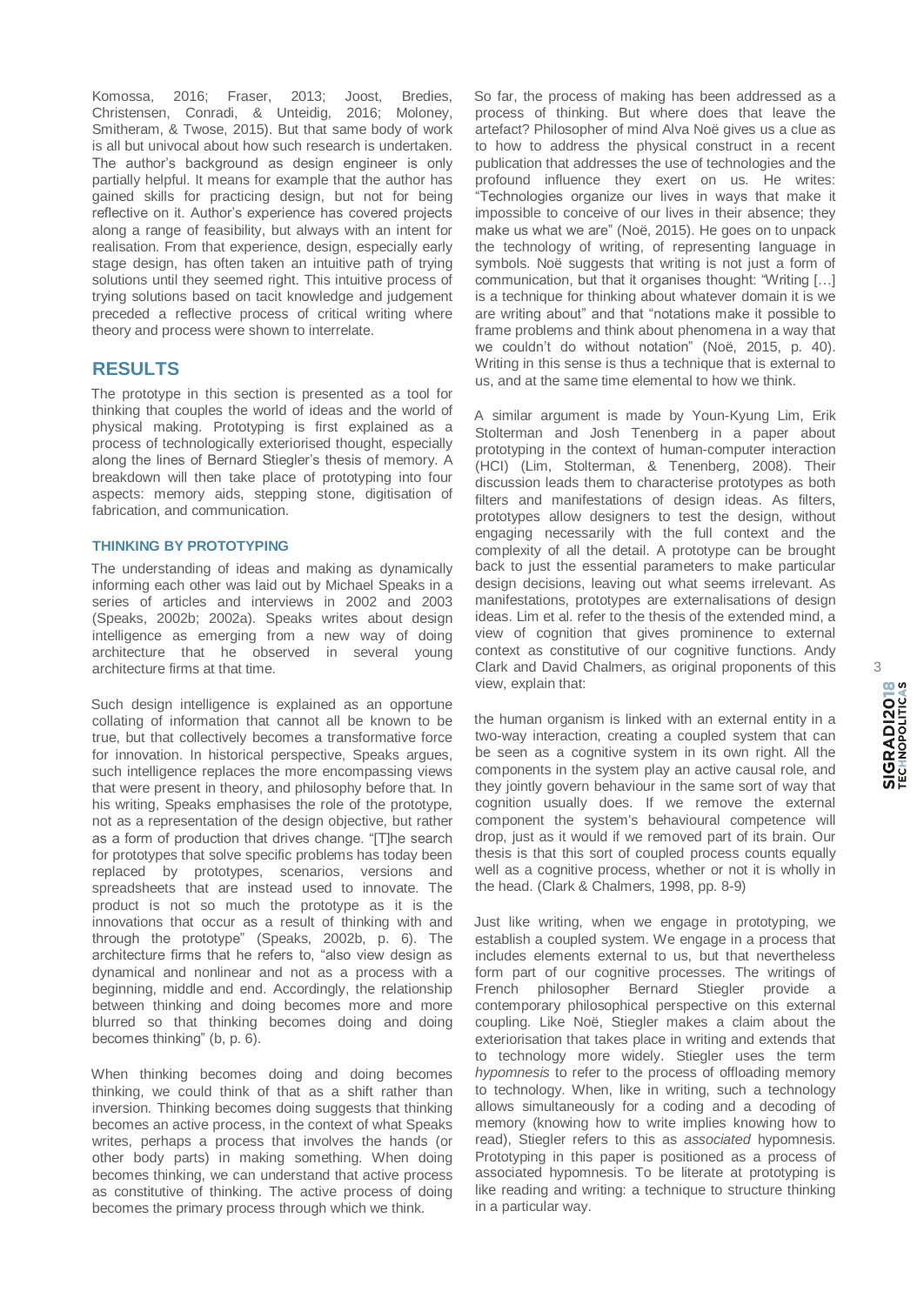Komossa, 2016; Fraser, 2013; Joost, Bredies, Christensen, Conradi, & Unteidig, 2016; Moloney, Smitheram, & Twose, 2015). But that same body of work is all but univocal about how such research is undertaken. The author's background as design engineer is only partially helpful. It means for example that the author has gained skills for practicing design, but not for being reflective on it. Author's experience has covered projects along a range of feasibility, but always with an intent for realisation. From that experience, design, especially early stage design, has often taken an intuitive path of trying solutions until they seemed right. This intuitive process of trying solutions based on tacit knowledge and judgement preceded a reflective process of critical writing where theory and process were shown to interrelate.

## RESULTS

The prototype in this section is presented as a tool for thinking that couples the world of ideas and the world of physical making. Prototyping is first explained as a process of technologically exteriorised thought, especially along the lines of Bernard Stiegler's thesis of memory. A breakdown will then take place of prototyping into four aspects: memory aids, stepping stone, digitisation of fabrication, and communication.

### THINKING BY PROTOTYPING

The understanding of ideas and making as dynamically informing each other was laid out by Michael Speaks in a series of articles and interviews in 2002 and 2003 (Speaks, 2002b; 2002a). Speaks writes about design intelligence as emerging from a new way of doing architecture that he observed in several young architecture firms at that time.

Such design intelligence is explained as an opportune collating of information that cannot all be known to be true, but that collectively becomes a transformative force for innovation. In historical perspective, Speaks argues, such intelligence replaces the more encompassing views that were present in theory, and philosophy before that. In his writing, Speaks emphasises the role of the prototype, not as a representation of the design objective, but rather as a form of production that drives change. "[T]he search for prototypes that solve specific problems has today been replaced by prototypes, scenarios, versions and spreadsheets that are instead used to innovate. The product is not so much the prototype as it is the innovations that occur as a result of thinking with and through the prototype" (Speaks, 2002b, p. 6). The architecture firms that he refers to, "also view design as dynamical and nonlinear and not as a process with a beginning, middle and end. Accordingly, the relationship between thinking and doing becomes more and more blurred so that thinking becomes doing and doing becomes thinking" (b, p. 6).

When thinking becomes doing and doing becomes thinking, we could think of that as a shift rather than inversion. Thinking becomes doing suggests that thinking becomes an active process, in the context of what Speaks writes, perhaps a process that involves the hands (or other body parts) in making something. When doing becomes thinking, we can understand that active process as constitutive of thinking. The active process of doing becomes the primary process through which we think.

So far, the process of making has been addressed as a process of thinking. But where does that leave the artefact? Philosopher of mind Alva Noë gives us a clue as to how to address the physical construct in a recent publication that addresses the use of technologies and the profound influence they exert on us. He writes: "Technologies organize our lives in ways that make it impossible to conceive of our lives in their absence; they make us what we are" (Noë, 2015). He goes on to unpack the technology of writing, of representing language in symbols. Noë suggests that writing is not just a form of communication, but that it organises thought: "Writing […] is a technique for thinking about whatever domain it is we are writing about" and that "notations make it possible to frame problems and think about phenomena in a way that we couldn't do without notation" (Noë, 2015, p. 40). Writing in this sense is thus a technique that is external to us, and at the same time elemental to how we think.

A similar argument is made by Youn-Kyung Lim, Erik Stolterman and Josh Tenenberg in a paper about prototyping in the context of human-computer interaction (HCI) (Lim, Stolterman, & Tenenberg, 2008). Their discussion leads them to characterise prototypes as both filters and manifestations of design ideas. As filters, prototypes allow designers to test the design, without engaging necessarily with the full context and the complexity of all the detail. A prototype can be brought back to just the essential parameters to make particular design decisions, leaving out what seems irrelevant. As manifestations, prototypes are externalisations of design ideas. Lim et al. refer to the thesis of the extended mind, a view of cognition that gives prominence to external context as constitutive of our cognitive functions. Andy Clark and David Chalmers, as original proponents of this view, explain that:

> the human organism is linked with an external entity in a two-way interaction, creating a coupled system that can be seen as a cognitive system in its own right. All the components in the system play an active causal role, and they jointly govern behaviour in the same sort of way that cognition usually does. If we remove the external component the system's behavioural competence will drop, just as it would if we removed part of its brain. Our thesis is that this sort of coupled process counts equally well as a cognitive process, whether or not it is wholly in the head. (Clark & Chalmers, 1998, pp. 8-9)

Just like writing, when we engage in prototyping, we establish a coupled system. We engage in a process that includes elements external to us, but that nevertheless form part of our cognitive processes. The writings of French philosopher Bernard Stiegler provide a contemporary philosophical perspective on this external coupling. Like Noë, Stiegler makes a claim about the exteriorisation that takes place in writing and extends that to technology more widely. Stiegler uses the term *hypomnesis* to refer to the process of offloading memory to technology. When, like in writing, such a technology allows simultaneously for a coding and a decoding of memory (knowing how to write implies knowing how to read), Stiegler refers to this as *associated* hypomnesis. Prototyping in this paper is positioned as a process of associated hypomnesis. To be literate at prototyping is like reading and writing: a technique to structure thinking in a particular way.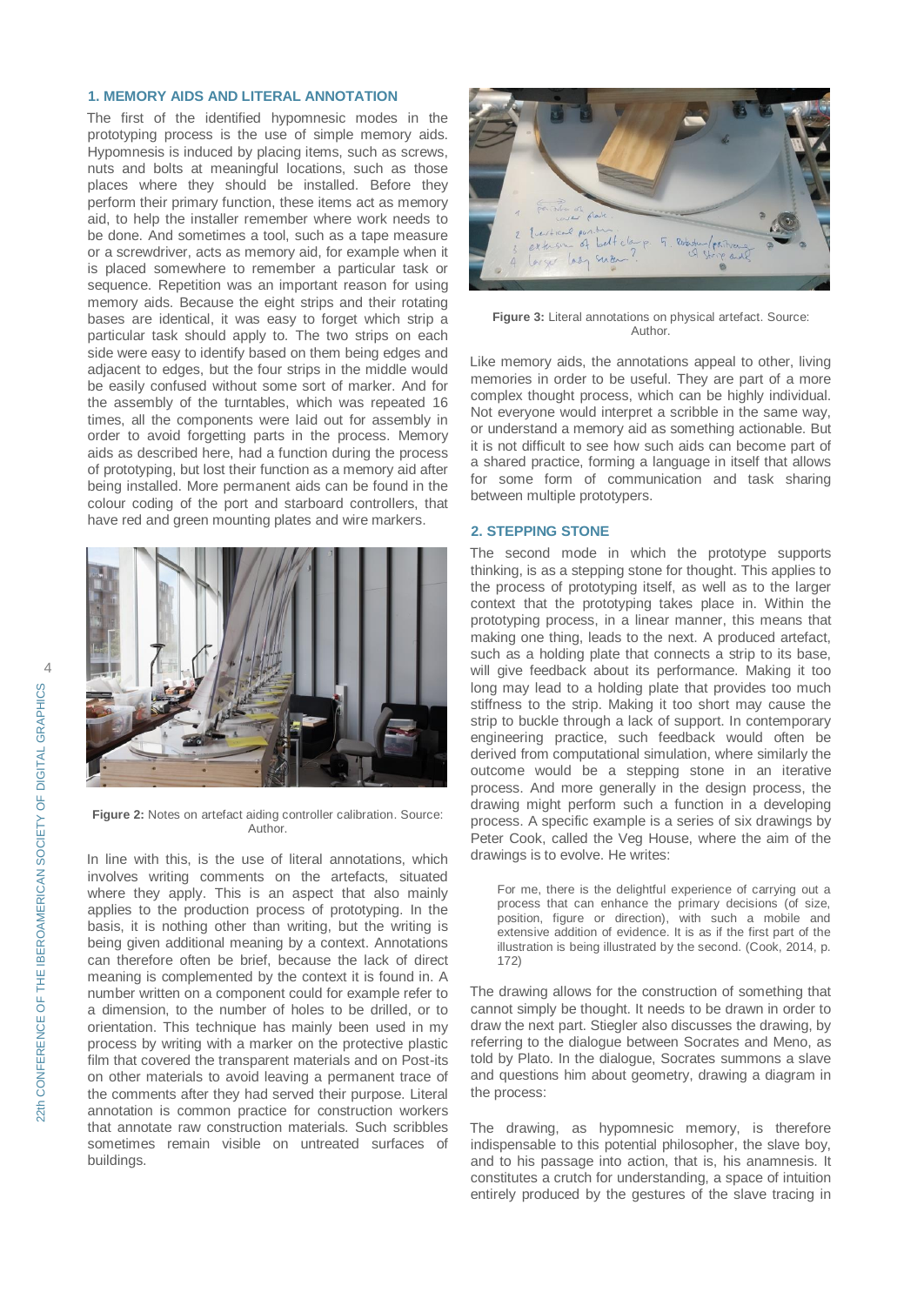### 1. MEMORY AIDS AND LITERAL ANNOTATION

The first of the identified hypomnesic modes in the prototyping process is the use of simple memory aids. Hypomnesis is induced by placing items, such as screws, nuts and bolts at meaningful locations, such as those places where they should be installed. Before they perform their primary function, these items act as memory aid, to help the installer remember where work needs to be done. And sometimes a tool, such as a tape measure or a screwdriver, acts as memory aid, for example when it is placed somewhere to remember a particular task or sequence. Repetition was an important reason for using memory aids. Because the eight strips and their rotating bases are identical, it was easy to forget which strip a particular task should apply to. The two strips on each side were easy to identify based on them being edges and adjacent to edges, but the four strips in the middle would be easily confused without some sort of marker. And for the assembly of the turntables, which was repeated 16 times, all the components were laid out for assembly in order to avoid forgetting parts in the process. Memory aids as described here, had a function during the process of prototyping, but lost their function as a memory aid after being installed. More permanent aids can be found in the colour coding of the port and starboard controllers, that have red and green mounting plates and wire markers.

**Figure 2:** Notes on artefact aiding controller calibration. Source: Author.

In line with this, is the use of literal annotations, which involves writing comments on the artefacts, situated where they apply. This is an aspect that also mainly applies to the production process of prototyping. In the basis, it is nothing other than writing, but the writing is being given additional meaning by a context. Annotations can therefore often be brief, because the lack of direct meaning is complemented by the context it is found in. A number written on a component could for example refer to a dimension, to the number of holes to be drilled, or to orientation. This technique has mainly been used in my process by writing with a marker on the protective plastic film that covered the transparent materials and on Post-its on other materials to avoid leaving a permanent trace of the comments after they had served their purpose. Literal annotation is common practice for construction workers that annotate raw construction materials. Such scribbles sometimes remain visible on untreated surfaces of buildings.

**Figure 3:** Literal annotations on physical artefact. Source: Author.

Like memory aids, the annotations appeal to other, living memories in order to be useful. They are part of a more complex thought process, which can be highly individual. Not everyone would interpret a scribble in the same way, or understand a memory aid as something actionable. But it is not difficult to see how such aids can become part of a shared practice, forming a language in itself that allows for some form of communication and task sharing between multiple prototypers.

### 2. STEPPING STONE

The second mode in which the prototype supports thinking, is as a stepping stone for thought. This applies to the process of prototyping itself, as well as to the larger context that the prototyping takes place in. Within the prototyping process, in a linear manner, this means that making one thing, leads to the next. A produced artefact, such as a holding plate that connects a strip to its base, will give feedback about its performance. Making it too long may lead to a holding plate that provides too much stiffness to the strip. Making it too short may cause the strip to buckle through a lack of support. In contemporary engineering practice, such feedback would often be derived from computational simulation, where similarly the outcome would be a stepping stone in an iterative process. And more generally in the design process, the drawing might perform such a function in a developing process. A specific example is a series of six drawings by Peter Cook, called the Veg House, where the aim of the drawings is to evolve. He writes:

> For me, there is the delightful experience of carrying out a process that can enhance the primary decisions (of size, position, figure or direction), with such a mobile and extensive addition of evidence. It is as if the first part of the illustration is being illustrated by the second. (Cook, 2014, p. 172)

The drawing allows for the construction of something that cannot simply be thought. It needs to be drawn in order to draw the next part. Stiegler also discusses the drawing, by referring to the dialogue between Socrates and Meno, as told by Plato. In the dialogue, Socrates summons a slave and questions him about geometry, drawing a diagram in the process:

The drawing, as hypomnesic memory, is therefore indispensable to this potential philosopher, the slave boy, and to his passage into action, that is, his anamnesis. It constitutes a crutch for understanding, a space of intuition entirely produced by the gestures of the slave tracing in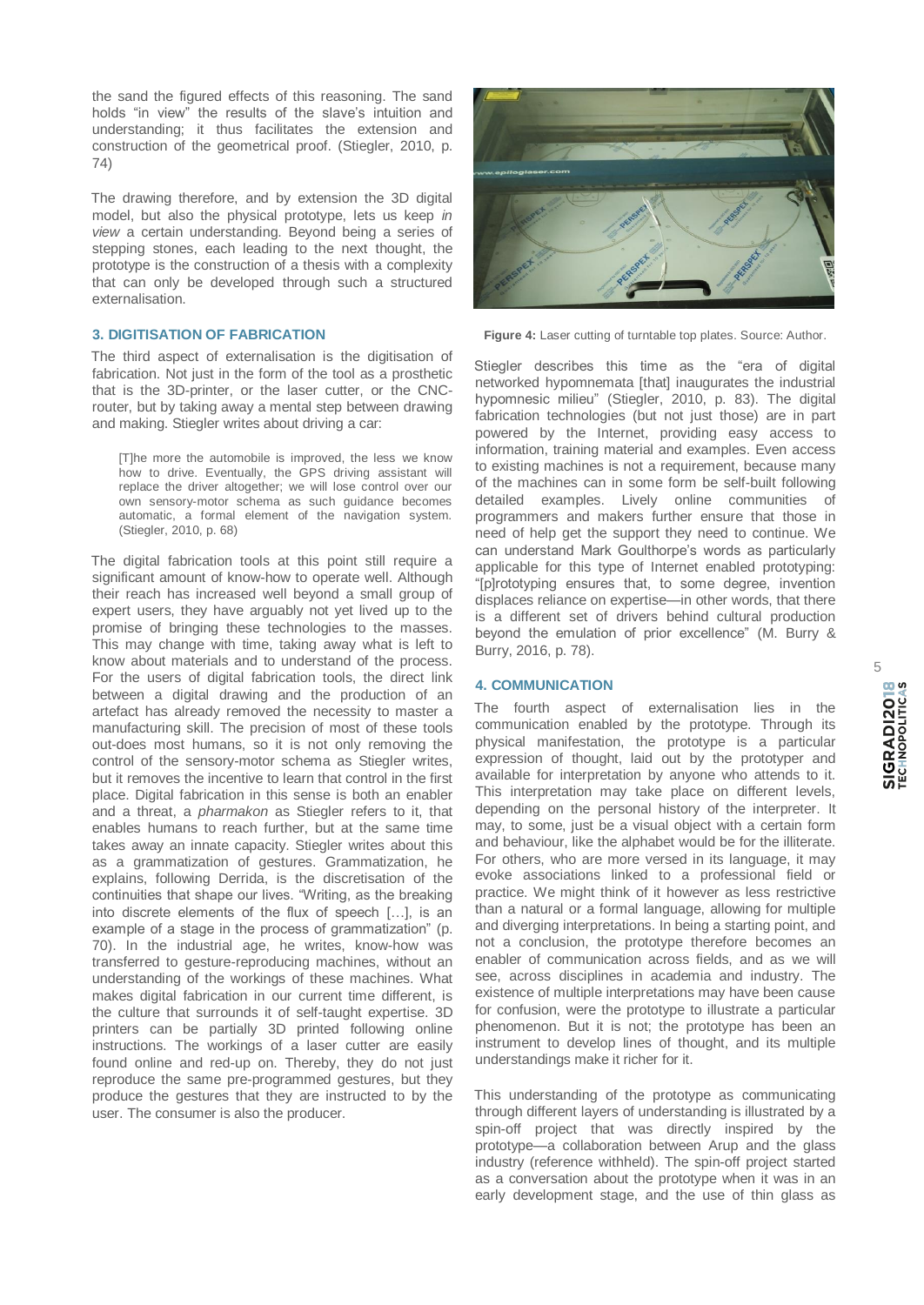the sand the figured effects of this reasoning. The sand holds "in view" the results of the slave's intuition and understanding; it thus facilitates the extension and construction of the geometrical proof. (Stiegler, 2010, p. 74)

The drawing therefore, and by extension the 3D digital model, but also the physical prototype, lets us keep *in view* a certain understanding. Beyond being a series of stepping stones, each leading to the next thought, the prototype is the construction of a thesis with a complexity that can only be developed through such a structured externalisation.

### 3. DIGITISATION OF FABRICATION

The third aspect of externalisation is the digitisation of fabrication. Not just in the form of the tool as a prosthetic that is the 3D-printer, or the laser cutter, or the CNC-router, but by taking away a mental step between drawing and making. Stiegler writes about driving a car:

> [T]he more the automobile is improved, the less we know how to drive. Eventually, the GPS driving assistant will replace the driver altogether; we will lose control over our own sensory-motor schema as such guidance becomes automatic, a formal element of the navigation system. (Stiegler, 2010, p. 68)

The digital fabrication tools at this point still require a significant amount of know-how to operate well. Although their reach has increased well beyond a small group of expert users, they have arguably not yet lived up to the promise of bringing these technologies to the masses. This may change with time, taking away what is left to know about materials and to understand of the process. For the users of digital fabrication tools, the direct link between a digital drawing and the production of an artefact has already removed the necessity to master a manufacturing skill. The precision of most of these tools out-does most humans, so it is not only removing the control of the sensory-motor schema as Stiegler writes, but it removes the incentive to learn that control in the first place. Digital fabrication in this sense is both an enabler and a threat, a *pharmakon* as Stiegler refers to it, that enables humans to reach further, but at the same time takes away an innate capacity. Stiegler writes about this as a grammatization of gestures. Grammatization, he explains, following Derrida, is the discretisation of the continuities that shape our lives. "Writing, as the breaking into discrete elements of the flux of speech […], is an example of a stage in the process of grammatization" (p. 70). In the industrial age, he writes, know-how was transferred to gesture-reproducing machines, without an understanding of the workings of these machines. What makes digital fabrication in our current time different, is the culture that surrounds it of self-taught expertise. 3D printers can be partially 3D printed following online instructions. The workings of a laser cutter are easily found online and red-up on. Thereby, they do not just reproduce the same pre-programmed gestures, but they produce the gestures that they are instructed to by the user. The consumer is also the producer.

**Figure 4:** Laser cutting of turntable top plates. Source: Author.

Stiegler describes this time as the "era of digital networked hypomnemata [that] inaugurates the industrial hypomnesic milieu" (Stiegler, 2010, p. 83). The digital fabrication technologies (but not just those) are in part powered by the Internet, providing easy access to information, training material and examples. Even access to existing machines is not a requirement, because many of the machines can in some form be self-built following detailed examples. Lively online communities of programmers and makers further ensure that those in need of help get the support they need to continue. We can understand Mark Goulthorpe's words as particularly applicable for this type of Internet enabled prototyping: "[p]rototyping ensures that, to some degree, invention displaces reliance on expertise—in other words, that there is a different set of drivers behind cultural production beyond the emulation of prior excellence" (M. Burry & Burry, 2016, p. 78).

### 4. COMMUNICATION

The fourth aspect of externalisation lies in the communication enabled by the prototype. Through its physical manifestation, the prototype is a particular expression of thought, laid out by the prototyper and available for interpretation by anyone who attends to it. This interpretation may take place on different levels, depending on the personal history of the interpreter. It may, to some, just be a visual object with a certain form and behaviour, like the alphabet would be for the illiterate. For others, who are more versed in its language, it may evoke associations linked to a professional field or practice. We might think of it however as less restrictive than a natural or a formal language, allowing for multiple and diverging interpretations. In being a starting point, and not a conclusion, the prototype therefore becomes an enabler of communication across fields, and as we will see, across disciplines in academia and industry. The existence of multiple interpretations may have been cause for confusion, were the prototype to illustrate a particular phenomenon. But it is not; the prototype has been an instrument to develop lines of thought, and its multiple understandings make it richer for it.

This understanding of the prototype as communicating through different layers of understanding is illustrated by a spin-off project that was directly inspired by the prototype—a collaboration between Arup and the glass industry (reference withheld). The spin-off project started as a conversation about the prototype when it was in an early development stage, and the use of thin glass as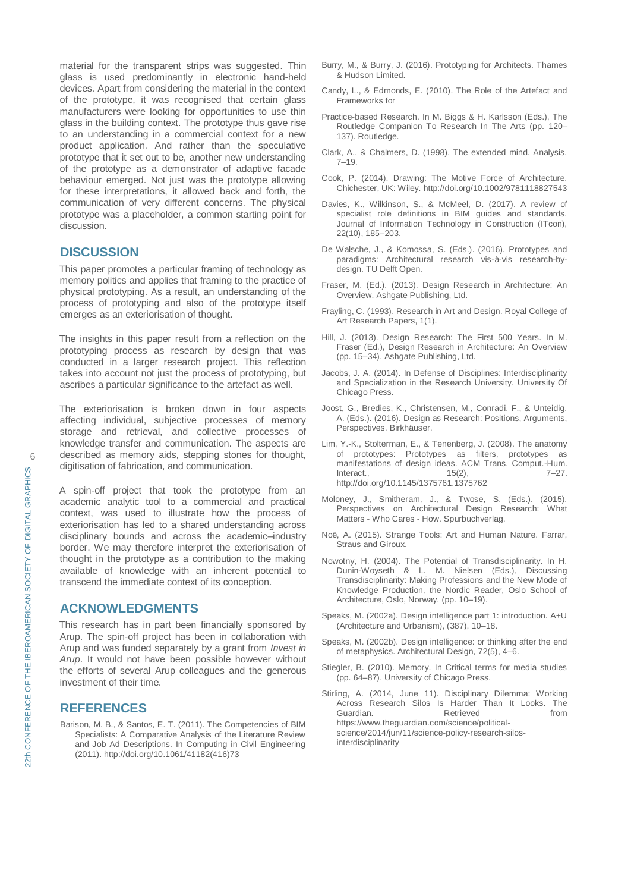material for the transparent strips was suggested. Thin glass is used predominantly in electronic hand-held devices. Apart from considering the material in the context of the prototype, it was recognised that certain glass manufacturers were looking for opportunities to use thin glass in the building context. The prototype thus gave rise to an understanding in a commercial context for a new product application. And rather than the speculative prototype that it set out to be, another new understanding of the prototype as a demonstrator of adaptive facade behaviour emerged. Not just was the prototype allowing for these interpretations, it allowed back and forth, the communication of very different concerns. The physical prototype was a placeholder, a common starting point for discussion.

## DISCUSSION

This paper promotes a particular framing of technology as memory politics and applies that framing to the practice of physical prototyping. As a result, an understanding of the process of prototyping and also of the prototype itself emerges as an exteriorisation of thought.

The insights in this paper result from a reflection on the prototyping process as research by design that was conducted in a larger research project. This reflection takes into account not just the process of prototyping, but ascribes a particular significance to the artefact as well.

The exteriorisation is broken down in four aspects affecting individual, subjective processes of memory storage and retrieval, and collective processes of knowledge transfer and communication. The aspects are described as memory aids, stepping stones for thought, digitisation of fabrication, and communication.

A spin-off project that took the prototype from an academic analytic tool to a commercial and practical context, was used to illustrate how the process of exteriorisation has led to a shared understanding across disciplinary bounds and across the academic–industry border. We may therefore interpret the exteriorisation of thought in the prototype as a contribution to the making available of knowledge with an inherent potential to transcend the immediate context of its conception.

## ACKNOWLEDGMENTS

This research has in part been financially sponsored by Arup. The spin-off project has been in collaboration with Arup and was funded separately by a grant from *Invest in Arup*. It would not have been possible however without the efforts of several Arup colleagues and the generous investment of their time.

## REFERENCES

Barison, M. B., & Santos, E. T. (2011). The Competencies of BIM Specialists: A Comparative Analysis of the Literature Review and Job Ad Descriptions. In Computing in Civil Engineering (2011). http://doi.org/10.1061/41182(416)73

Burry, M., & Burry, J. (2016). Prototyping for Architects. Thames & Hudson Limited.

Candy, L., & Edmonds, E. (2010). The Role of the Artefact and Frameworks for

Practice-based Research. In M. Biggs & H. Karlsson (Eds.), The Routledge Companion To Research In The Arts (pp. 120–137). Routledge.

Clark, A., & Chalmers, D. (1998). The extended mind. Analysis, 7–19.

Cook, P. (2014). Drawing: The Motive Force of Architecture. Chichester, UK: Wiley. http://doi.org/10.1002/9781118827543

Davies, K., Wilkinson, S., & McMeel, D. (2017). A review of specialist role definitions in BIM guides and standards. Journal of Information Technology in Construction (ITcon), 22(10), 185–203.

De Walsche, J., & Komossa, S. (Eds.). (2016). Prototypes and paradigms: Architectural research vis-à-vis research-by-design. TU Delft Open.

Fraser, M. (Ed.). (2013). Design Research in Architecture: An Overview. Ashgate Publishing, Ltd.

Frayling, C. (1993). Research in Art and Design. Royal College of Art Research Papers, 1(1).

Hill, J. (2013). Design Research: The First 500 Years. In M. Fraser (Ed.), Design Research in Architecture: An Overview (pp. 15–34). Ashgate Publishing, Ltd.

Jacobs, J. A. (2014). In Defense of Disciplines: Interdisciplinarity and Specialization in the Research University. University Of Chicago Press.

Joost, G., Bredies, K., Christensen, M., Conradi, F., & Unteidig, A. (Eds.). (2016). Design as Research: Positions, Arguments, Perspectives. Birkhäuser.

Lim, Y.-K., Stolterman, E., & Tenenberg, J. (2008). The anatomy of prototypes: Prototypes as filters, prototypes as manifestations of design ideas. ACM Trans. Comput.-Hum. Interact., 15(2), 7–27. http://doi.org/10.1145/1375761.1375762

Moloney, J., Smitheram, J., & Twose, S. (Eds.). (2015). Perspectives on Architectural Design Research: What Matters - Who Cares - How. Spurbuchverlag.

Noë, A. (2015). Strange Tools: Art and Human Nature. Farrar, Straus and Giroux.

Nowotny, H. (2004). The Potential of Transdisciplinarity. In H. Dunin-Woyseth & L. M. Nielsen (Eds.), Discussing Transdisciplinarity: Making Professions and the New Mode of Knowledge Production, the Nordic Reader, Oslo School of Architecture, Oslo, Norway. (pp. 10–19).

Speaks, M. (2002a). Design intelligence part 1: introduction. A+U (Architecture and Urbanism), (387), 10–18.

Speaks, M. (2002b). Design intelligence: or thinking after the end of metaphysics. Architectural Design, 72(5), 4–6.

Stiegler, B. (2010). Memory. In Critical terms for media studies (pp. 64–87). University of Chicago Press.

Stirling, A. (2014, June 11). Disciplinary Dilemma: Working Across Research Silos Is Harder Than It Looks. The Guardian. Retrieved from https://www.theguardian.com/science/political-science/2014/jun/11/science-policy-research-silos-interdisciplinarity